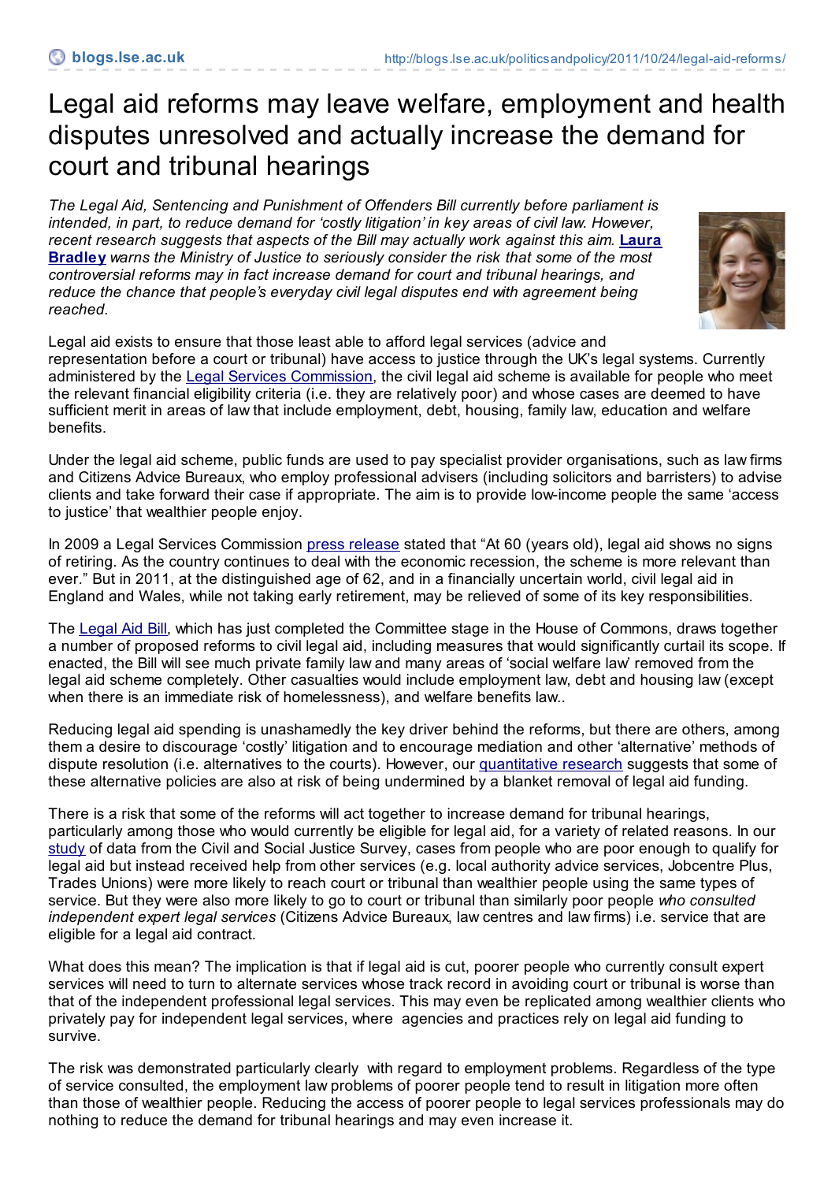# Legal aid reforms may leave welfare, employment and health disputes unresolved and actually increase the demand for court and tribunal hearings

*The Legal Aid, Sentencing and Punishment of Offenders Bill currently before parliament is intended, in part, to reduce demand for 'costly litigation' in key areas of civil law. However, recent research suggests that aspects of the Bill may actually work against this aim.* **Laura Bradley** *warns the Ministry of Justice to seriously consider the risk that some of the most controversial reforms may in fact increase demand for court and tribunal hearings, and reduce the chance that people's everyday civil legal disputes end with agreement being reached.*

Legal aid exists to ensure that those least able to afford legal services (advice and representation before a court or tribunal) have access to justice through the UK's legal systems. Currently administered by the Legal Services Commission, the civil legal aid scheme is available for people who meet the relevant financial eligibility criteria (i.e. they are relatively poor) and whose cases are deemed to have sufficient merit in areas of law that include employment, debt, housing, family law, education and welfare benefits.

Under the legal aid scheme, public funds are used to pay specialist provider organisations, such as law firms and Citizens Advice Bureaux, who employ professional advisers (including solicitors and barristers) to advise clients and take forward their case if appropriate. The aim is to provide low-income people the same 'access to justice' that wealthier people enjoy.

In 2009 a Legal Services Commission press release stated that "At 60 (years old), legal aid shows no signs of retiring. As the country continues to deal with the economic recession, the scheme is more relevant than ever." But in 2011, at the distinguished age of 62, and in a financially uncertain world, civil legal aid in England and Wales, while not taking early retirement, may be relieved of some of its key responsibilities.

The Legal Aid Bill, which has just completed the Committee stage in the House of Commons, draws together a number of proposed reforms to civil legal aid, including measures that would significantly curtail its scope. If enacted, the Bill will see much private family law and many areas of 'social welfare law' removed from the legal aid scheme completely. Other casualties would include employment law, debt and housing law (except when there is an immediate risk of homelessness), and welfare benefits law..

Reducing legal aid spending is unashamedly the key driver behind the reforms, but there are others, among them a desire to discourage 'costly' litigation and to encourage mediation and other 'alternative' methods of dispute resolution (i.e. alternatives to the courts). However, our quantitative research suggests that some of these alternative policies are also at risk of being undermined by a blanket removal of legal aid funding.

There is a risk that some of the reforms will act together to increase demand for tribunal hearings, particularly among those who would currently be eligible for legal aid, for a variety of related reasons. In our study of data from the Civil and Social Justice Survey, cases from people who are poor enough to qualify for legal aid but instead received help from other services (e.g. local authority advice services, Jobcentre Plus, Trades Unions) were more likely to reach court or tribunal than wealthier people using the same types of service. But they were also more likely to go to court or tribunal than similarly poor people *who consulted independent expert legal services* (Citizens Advice Bureaux, law centres and law firms) i.e. service that are eligible for a legal aid contract.

What does this mean? The implication is that if legal aid is cut, poorer people who currently consult expert services will need to turn to alternate services whose track record in avoiding court or tribunal is worse than that of the independent professional legal services. This may even be replicated among wealthier clients who privately pay for independent legal services, where agencies and practices rely on legal aid funding to survive.

The risk was demonstrated particularly clearly with regard to employment problems. Regardless of the type of service consulted, the employment law problems of poorer people tend to result in litigation more often than those of wealthier people. Reducing the access of poorer people to legal services professionals may do nothing to reduce the demand for tribunal hearings and may even increase it.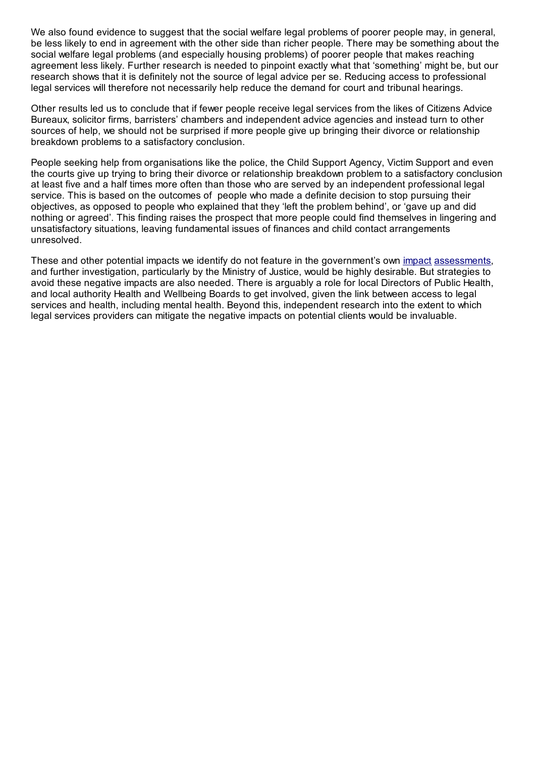We also found evidence to suggest that the social welfare legal problems of poorer people may, in general, be less likely to end in agreement with the other side than richer people. There may be something about the social welfare legal problems (and especially housing problems) of poorer people that makes reaching agreement less likely. Further research is needed to pinpoint exactly what that 'something' might be, but our research shows that it is definitely not the source of legal advice per se. Reducing access to professional legal services will therefore not necessarily help reduce the demand for court and tribunal hearings.

Other results led us to conclude that if fewer people receive legal services from the likes of Citizens Advice Bureaux, solicitor firms, barristers' chambers and independent advice agencies and instead turn to other sources of help, we should not be surprised if more people give up bringing their divorce or relationship breakdown problems to a satisfactory conclusion.

People seeking help from organisations like the police, the Child Support Agency, Victim Support and even the courts give up trying to bring their divorce or relationship breakdown problem to a satisfactory conclusion at least five and a half times more often than those who are served by an independent professional legal service. This is based on the outcomes of people who made a definite decision to stop pursuing their objectives, as opposed to people who explained that they 'left the problem behind', or 'gave up and did nothing or agreed'. This finding raises the prospect that more people could find themselves in lingering and unsatisfactory situations, leaving fundamental issues of finances and child contact arrangements unresolved.

These and other potential impacts we identify do not feature in the government's own impact assessments, and further investigation, particularly by the Ministry of Justice, would be highly desirable. But strategies to avoid these negative impacts are also needed. There is arguably a role for local Directors of Public Health, and local authority Health and Wellbeing Boards to get involved, given the link between access to legal services and health, including mental health. Beyond this, independent research into the extent to which legal services providers can mitigate the negative impacts on potential clients would be invaluable.